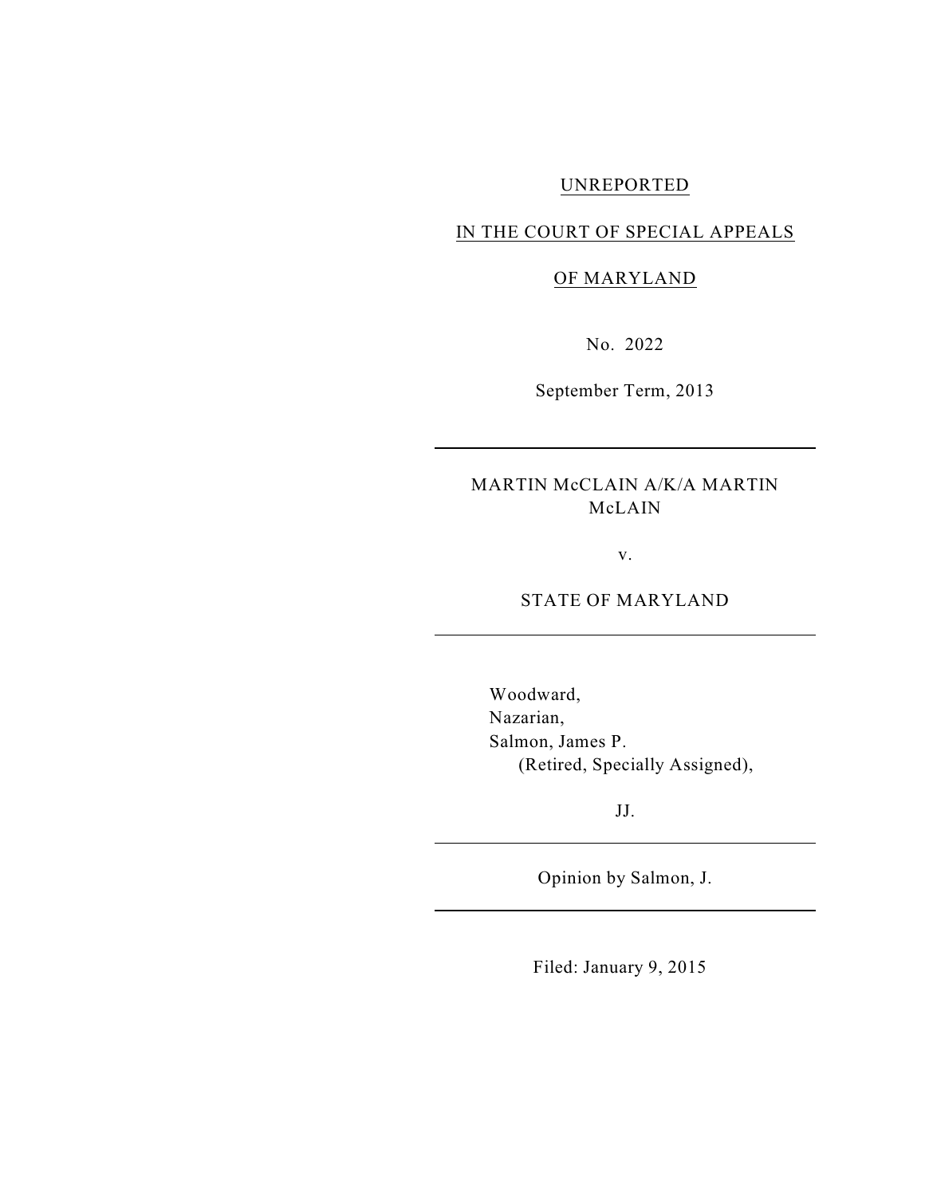UNREPORTED

IN THE COURT OF SPECIAL APPEALS

OF MARYLAND

No. 2022

September Term, 2013

---

MARTIN McCLAIN A/K/A MARTIN McLAIN

v.

STATE OF MARYLAND

---

Woodward,
Nazarian,
Salmon, James P.
(Retired, Specially Assigned),

JJ.

---

Opinion by Salmon, J.

---

Filed: January 9, 2015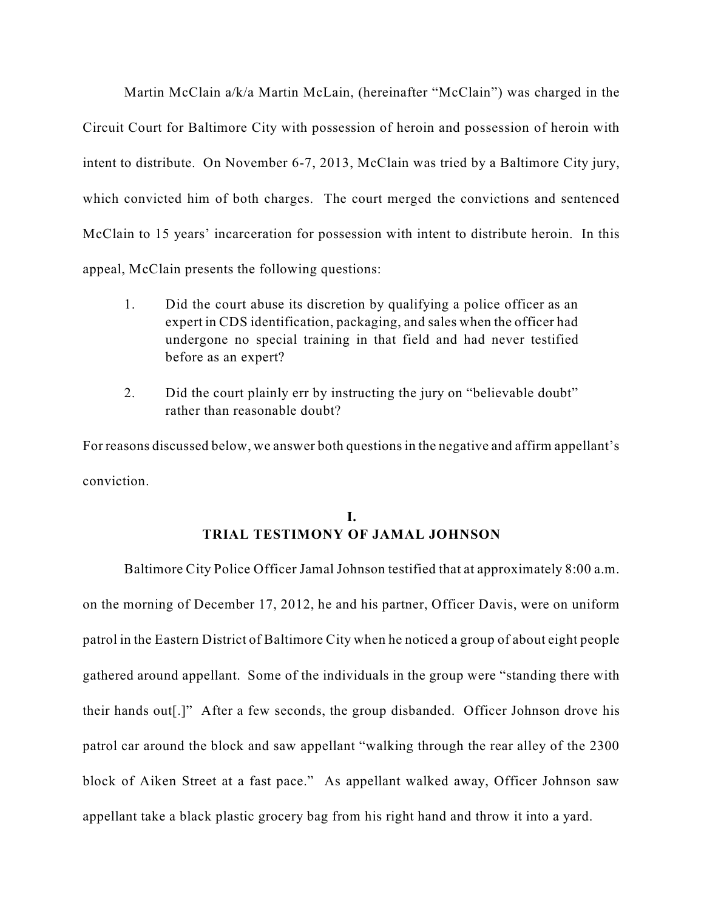Martin McClain a/k/a Martin McLain, (hereinafter "McClain") was charged in the Circuit Court for Baltimore City with possession of heroin and possession of heroin with intent to distribute. On November 6-7, 2013, McClain was tried by a Baltimore City jury, which convicted him of both charges. The court merged the convictions and sentenced McClain to 15 years' incarceration for possession with intent to distribute heroin. In this appeal, McClain presents the following questions:

1. Did the court abuse its discretion by qualifying a police officer as an expert in CDS identification, packaging, and sales when the officer had undergone no special training in that field and had never testified before as an expert?

2. Did the court plainly err by instructing the jury on "believable doubt" rather than reasonable doubt?

For reasons discussed below, we answer both questions in the negative and affirm appellant's conviction.

## I.
## TRIAL TESTIMONY OF JAMAL JOHNSON

Baltimore City Police Officer Jamal Johnson testified that at approximately 8:00 a.m. on the morning of December 17, 2012, he and his partner, Officer Davis, were on uniform patrol in the Eastern District of Baltimore City when he noticed a group of about eight people gathered around appellant. Some of the individuals in the group were "standing there with their hands out[.]" After a few seconds, the group disbanded. Officer Johnson drove his patrol car around the block and saw appellant "walking through the rear alley of the 2300 block of Aiken Street at a fast pace." As appellant walked away, Officer Johnson saw appellant take a black plastic grocery bag from his right hand and throw it into a yard.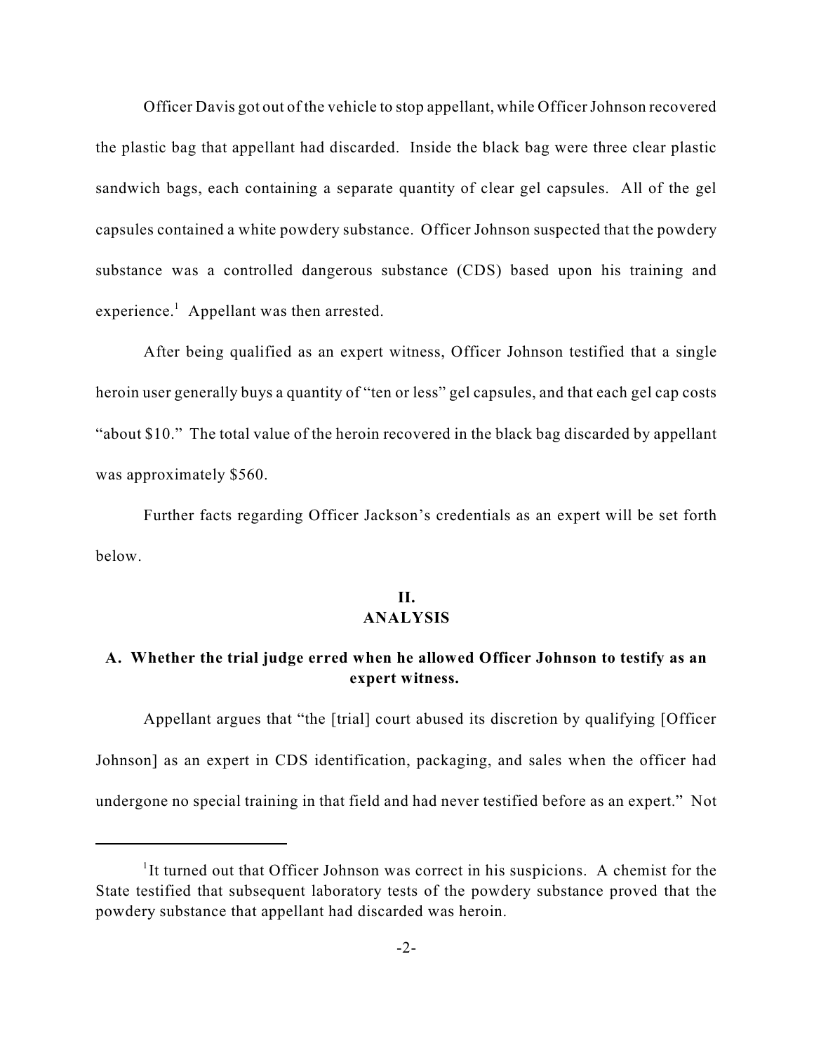Officer Davis got out of the vehicle to stop appellant, while Officer Johnson recovered the plastic bag that appellant had discarded. Inside the black bag were three clear plastic sandwich bags, each containing a separate quantity of clear gel capsules. All of the gel capsules contained a white powdery substance. Officer Johnson suspected that the powdery substance was a controlled dangerous substance (CDS) based upon his training and experience.[1] Appellant was then arrested.

After being qualified as an expert witness, Officer Johnson testified that a single heroin user generally buys a quantity of "ten or less" gel capsules, and that each gel cap costs "about $10." The total value of the heroin recovered in the black bag discarded by appellant was approximately $560.

Further facts regarding Officer Jackson's credentials as an expert will be set forth below.

## II.
## ANALYSIS

### A. Whether the trial judge erred when he allowed Officer Johnson to testify as an expert witness.

Appellant argues that "the [trial] court abused its discretion by qualifying [Officer Johnson] as an expert in CDS identification, packaging, and sales when the officer had undergone no special training in that field and had never testified before as an expert." Not

---

[1]It turned out that Officer Johnson was correct in his suspicions. A chemist for the State testified that subsequent laboratory tests of the powdery substance proved that the powdery substance that appellant had discarded was heroin.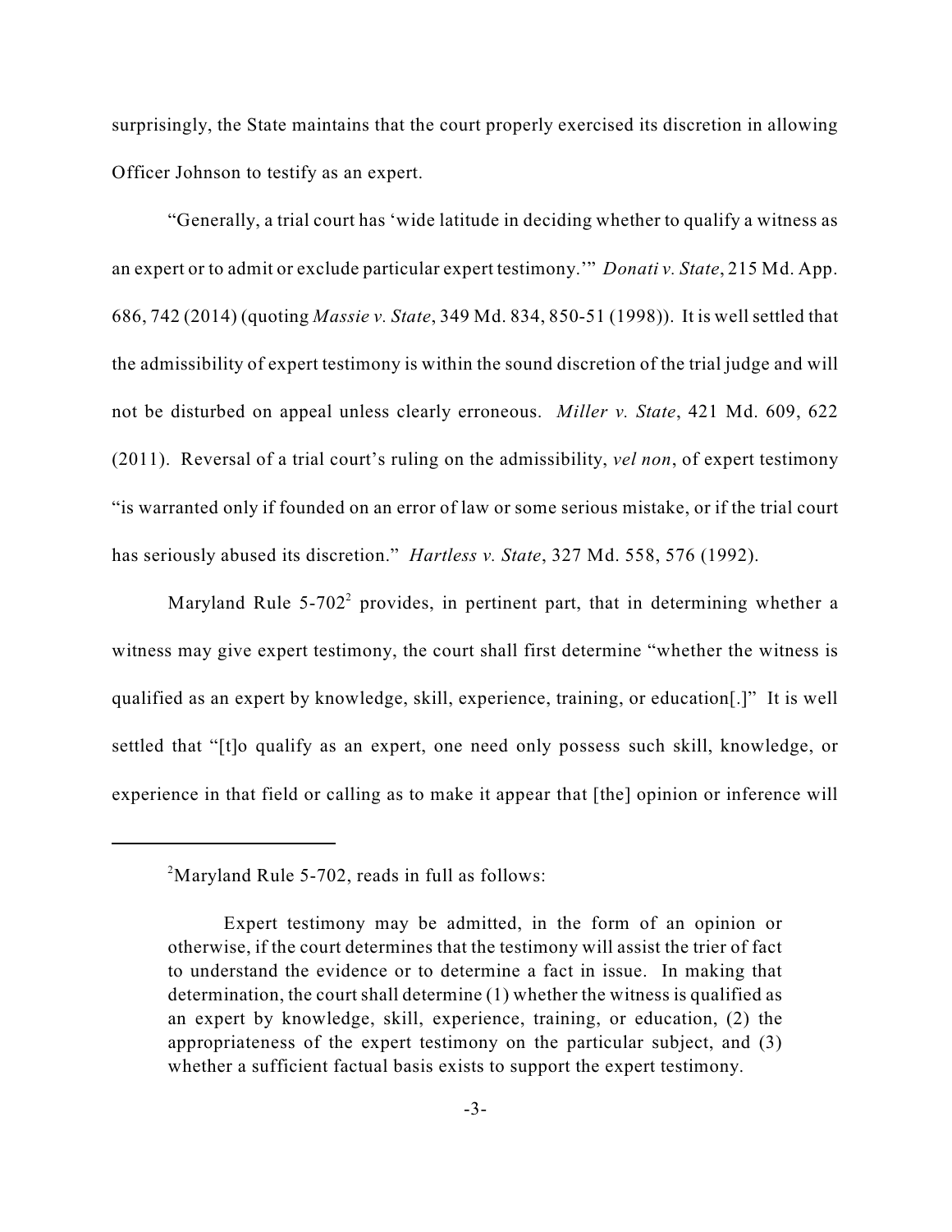surprisingly, the State maintains that the court properly exercised its discretion in allowing Officer Johnson to testify as an expert.

"Generally, a trial court has 'wide latitude in deciding whether to qualify a witness as an expert or to admit or exclude particular expert testimony.'" *Donati v. State*, 215 Md. App. 686, 742 (2014) (quoting *Massie v. State*, 349 Md. 834, 850-51 (1998)). It is well settled that the admissibility of expert testimony is within the sound discretion of the trial judge and will not be disturbed on appeal unless clearly erroneous. *Miller v. State*, 421 Md. 609, 622 (2011). Reversal of a trial court's ruling on the admissibility, *vel non*, of expert testimony "is warranted only if founded on an error of law or some serious mistake, or if the trial court has seriously abused its discretion." *Hartless v. State*, 327 Md. 558, 576 (1992).

Maryland Rule 5-702[2] provides, in pertinent part, that in determining whether a witness may give expert testimony, the court shall first determine "whether the witness is qualified as an expert by knowledge, skill, experience, training, or education[.]" It is well settled that "[t]o qualify as an expert, one need only possess such skill, knowledge, or experience in that field or calling as to make it appear that [the] opinion or inference will

---

[2]Maryland Rule 5-702, reads in full as follows:

> Expert testimony may be admitted, in the form of an opinion or otherwise, if the court determines that the testimony will assist the trier of fact to understand the evidence or to determine a fact in issue. In making that determination, the court shall determine (1) whether the witness is qualified as an expert by knowledge, skill, experience, training, or education, (2) the appropriateness of the expert testimony on the particular subject, and (3) whether a sufficient factual basis exists to support the expert testimony.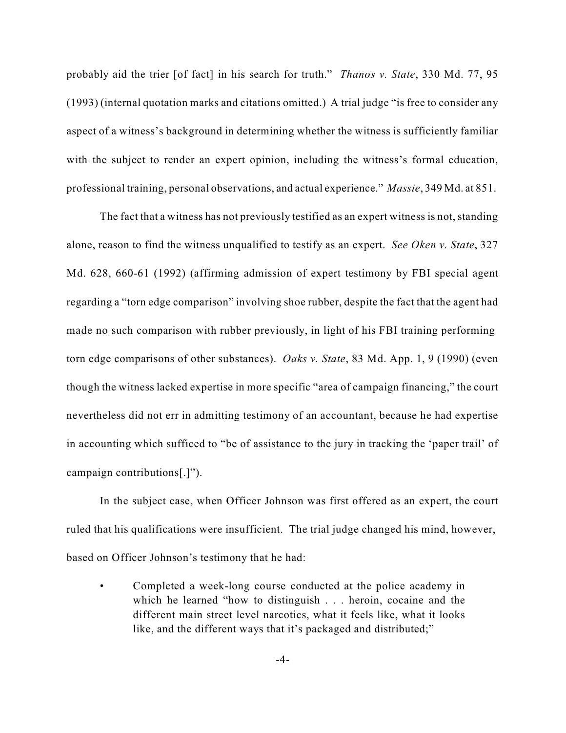probably aid the trier [of fact] in his search for truth." *Thanos v. State*, 330 Md. 77, 95 (1993) (internal quotation marks and citations omitted.) A trial judge "is free to consider any aspect of a witness's background in determining whether the witness is sufficiently familiar with the subject to render an expert opinion, including the witness's formal education, professional training, personal observations, and actual experience." *Massie*, 349 Md. at 851.

The fact that a witness has not previously testified as an expert witness is not, standing alone, reason to find the witness unqualified to testify as an expert. *See Oken v. State*, 327 Md. 628, 660-61 (1992) (affirming admission of expert testimony by FBI special agent regarding a "torn edge comparison" involving shoe rubber, despite the fact that the agent had made no such comparison with rubber previously, in light of his FBI training performing torn edge comparisons of other substances). *Oaks v. State*, 83 Md. App. 1, 9 (1990) (even though the witness lacked expertise in more specific "area of campaign financing," the court nevertheless did not err in admitting testimony of an accountant, because he had expertise in accounting which sufficed to "be of assistance to the jury in tracking the 'paper trail' of campaign contributions[.]").

In the subject case, when Officer Johnson was first offered as an expert, the court ruled that his qualifications were insufficient. The trial judge changed his mind, however, based on Officer Johnson's testimony that he had:

- Completed a week-long course conducted at the police academy in which he learned "how to distinguish . . . heroin, cocaine and the different main street level narcotics, what it feels like, what it looks like, and the different ways that it's packaged and distributed;"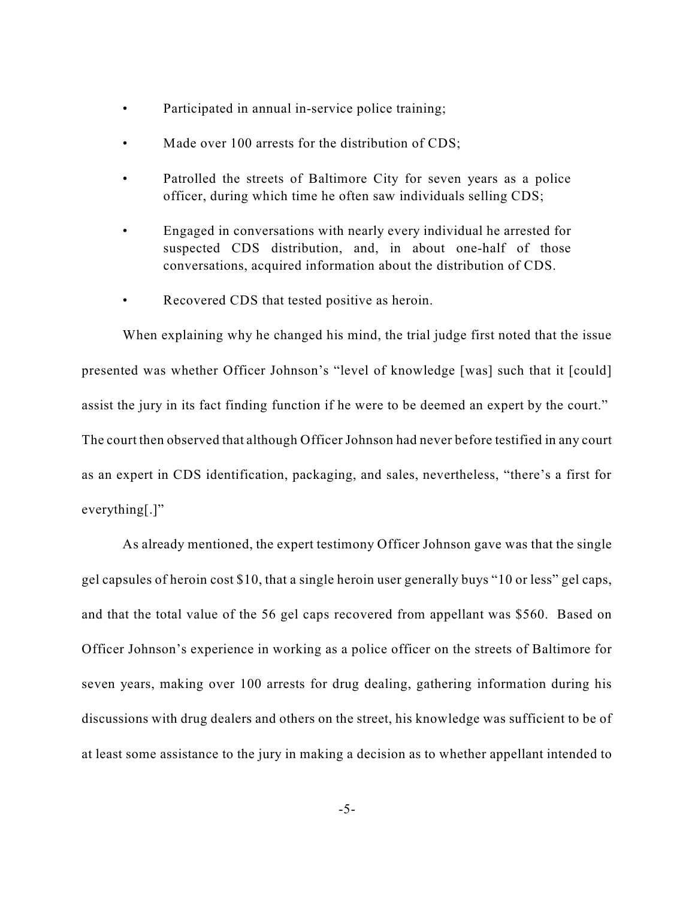- Participated in annual in-service police training;
- Made over 100 arrests for the distribution of CDS;
- Patrolled the streets of Baltimore City for seven years as a police officer, during which time he often saw individuals selling CDS;
- Engaged in conversations with nearly every individual he arrested for suspected CDS distribution, and, in about one-half of those conversations, acquired information about the distribution of CDS.
- Recovered CDS that tested positive as heroin.

When explaining why he changed his mind, the trial judge first noted that the issue presented was whether Officer Johnson's "level of knowledge [was] such that it [could] assist the jury in its fact finding function if he were to be deemed an expert by the court." The court then observed that although Officer Johnson had never before testified in any court as an expert in CDS identification, packaging, and sales, nevertheless, "there's a first for everything[.]"

As already mentioned, the expert testimony Officer Johnson gave was that the single gel capsules of heroin cost $10, that a single heroin user generally buys "10 or less" gel caps, and that the total value of the 56 gel caps recovered from appellant was $560. Based on Officer Johnson's experience in working as a police officer on the streets of Baltimore for seven years, making over 100 arrests for drug dealing, gathering information during his discussions with drug dealers and others on the street, his knowledge was sufficient to be of at least some assistance to the jury in making a decision as to whether appellant intended to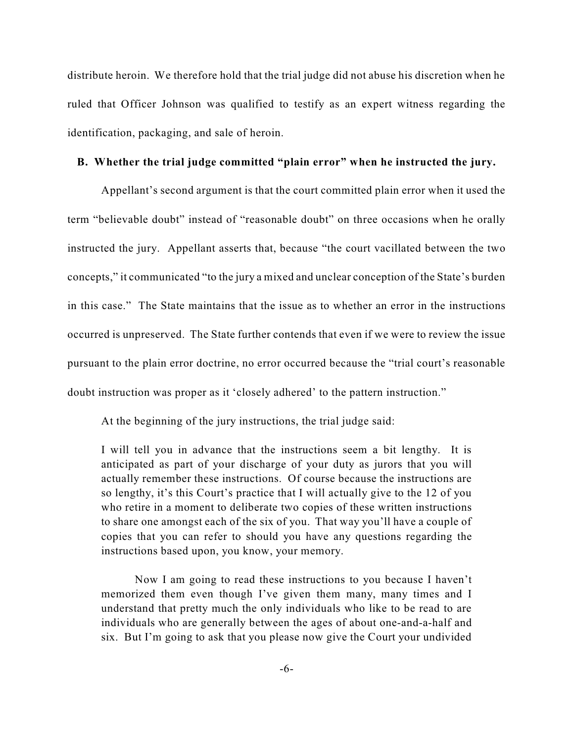distribute heroin. We therefore hold that the trial judge did not abuse his discretion when he ruled that Officer Johnson was qualified to testify as an expert witness regarding the identification, packaging, and sale of heroin.

**B. Whether the trial judge committed "plain error" when he instructed the jury.**

Appellant's second argument is that the court committed plain error when it used the term "believable doubt" instead of "reasonable doubt" on three occasions when he orally instructed the jury. Appellant asserts that, because "the court vacillated between the two concepts," it communicated "to the jury a mixed and unclear conception of the State's burden in this case." The State maintains that the issue as to whether an error in the instructions occurred is unpreserved. The State further contends that even if we were to review the issue pursuant to the plain error doctrine, no error occurred because the "trial court's reasonable doubt instruction was proper as it 'closely adhered' to the pattern instruction."

At the beginning of the jury instructions, the trial judge said:

> I will tell you in advance that the instructions seem a bit lengthy. It is anticipated as part of your discharge of your duty as jurors that you will actually remember these instructions. Of course because the instructions are so lengthy, it's this Court's practice that I will actually give to the 12 of you who retire in a moment to deliberate two copies of these written instructions to share one amongst each of the six of you. That way you'll have a couple of copies that you can refer to should you have any questions regarding the instructions based upon, you know, your memory.
>
> Now I am going to read these instructions to you because I haven't memorized them even though I've given them many, many times and I understand that pretty much the only individuals who like to be read to are individuals who are generally between the ages of about one-and-a-half and six. But I'm going to ask that you please now give the Court your undivided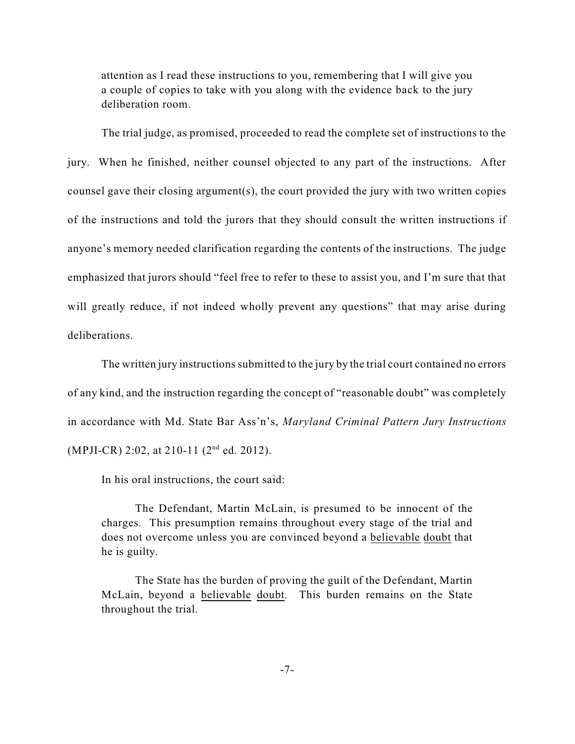> attention as I read these instructions to you, remembering that I will give you a couple of copies to take with you along with the evidence back to the jury deliberation room.

The trial judge, as promised, proceeded to read the complete set of instructions to the jury. When he finished, neither counsel objected to any part of the instructions. After counsel gave their closing argument(s), the court provided the jury with two written copies of the instructions and told the jurors that they should consult the written instructions if anyone's memory needed clarification regarding the contents of the instructions. The judge emphasized that jurors should "feel free to refer to these to assist you, and I'm sure that that will greatly reduce, if not indeed wholly prevent any questions" that may arise during deliberations.

The written jury instructions submitted to the jury by the trial court contained no errors of any kind, and the instruction regarding the concept of "reasonable doubt" was completely in accordance with Md. State Bar Ass'n's, *Maryland Criminal Pattern Jury Instructions* (MPJI-CR) 2:02, at 210-11 (2nd ed. 2012).

In his oral instructions, the court said:

> The Defendant, Martin McLain, is presumed to be innocent of the charges. This presumption remains throughout every stage of the trial and does not overcome unless you are convinced beyond a <u>believable</u> <u>doubt</u> that he is guilty.
>
> The State has the burden of proving the guilt of the Defendant, Martin McLain, beyond a <u>believable</u> <u>doubt</u>. This burden remains on the State throughout the trial.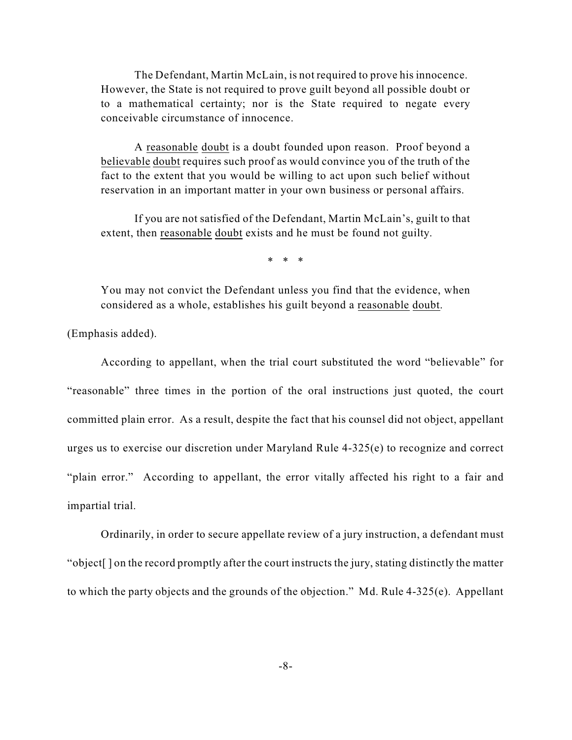> The Defendant, Martin McLain, is not required to prove his innocence. However, the State is not required to prove guilt beyond all possible doubt or to a mathematical certainty; nor is the State required to negate every conceivable circumstance of innocence.
>
> A <u>reasonable</u> <u>doubt</u> is a doubt founded upon reason. Proof beyond a <u>believable</u> <u>doubt</u> requires such proof as would convince you of the truth of the fact to the extent that you would be willing to act upon such belief without reservation in an important matter in your own business or personal affairs.
>
> If you are not satisfied of the Defendant, Martin McLain's, guilt to that extent, then <u>reasonable</u> <u>doubt</u> exists and he must be found not guilty.
>
> \* \* \*
>
> You may not convict the Defendant unless you find that the evidence, when considered as a whole, establishes his guilt beyond a <u>reasonable</u> <u>doubt</u>.

(Emphasis added).

According to appellant, when the trial court substituted the word "believable" for "reasonable" three times in the portion of the oral instructions just quoted, the court committed plain error. As a result, despite the fact that his counsel did not object, appellant urges us to exercise our discretion under Maryland Rule 4-325(e) to recognize and correct "plain error." According to appellant, the error vitally affected his right to a fair and impartial trial.

Ordinarily, in order to secure appellate review of a jury instruction, a defendant must "object[ ] on the record promptly after the court instructs the jury, stating distinctly the matter to which the party objects and the grounds of the objection." Md. Rule 4-325(e). Appellant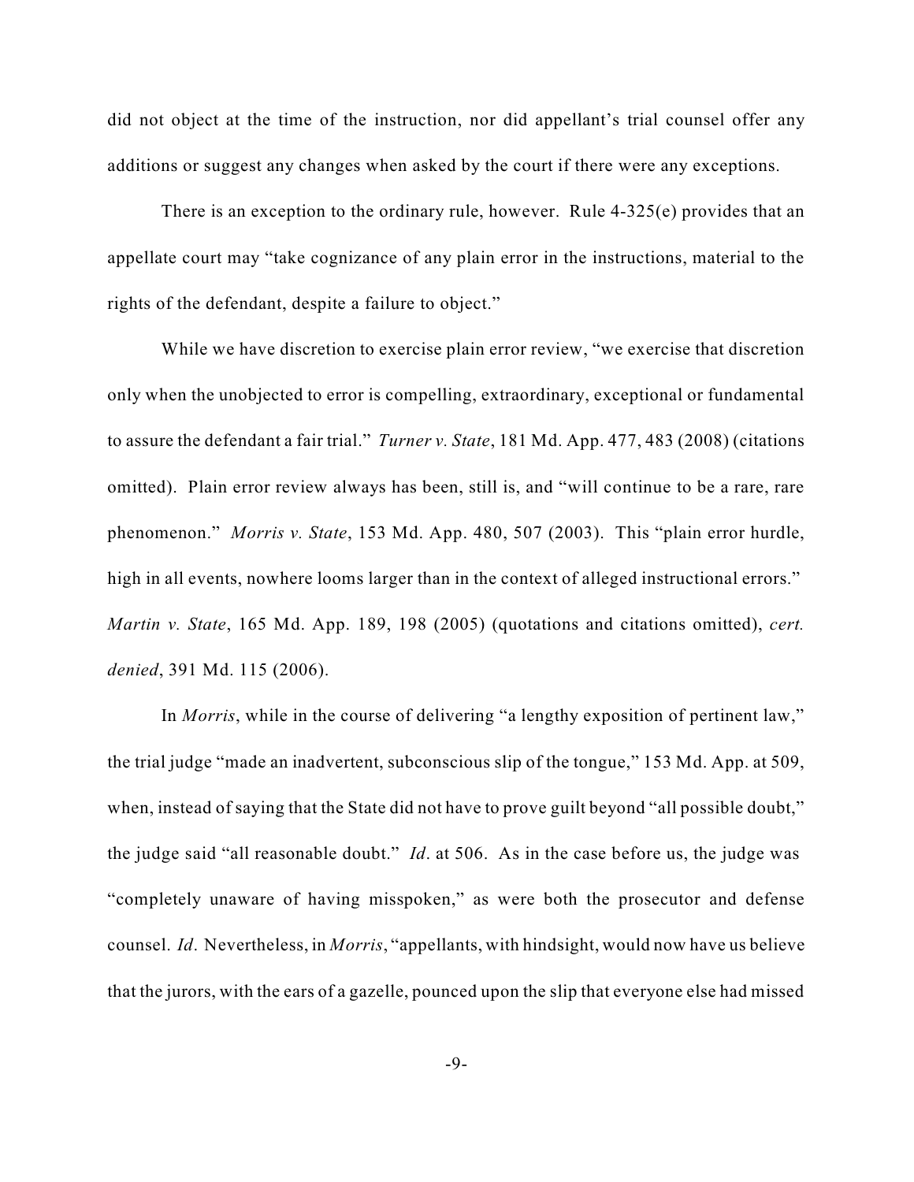did not object at the time of the instruction, nor did appellant's trial counsel offer any additions or suggest any changes when asked by the court if there were any exceptions.

There is an exception to the ordinary rule, however. Rule 4-325(e) provides that an appellate court may "take cognizance of any plain error in the instructions, material to the rights of the defendant, despite a failure to object."

While we have discretion to exercise plain error review, "we exercise that discretion only when the unobjected to error is compelling, extraordinary, exceptional or fundamental to assure the defendant a fair trial." *Turner v. State*, 181 Md. App. 477, 483 (2008) (citations omitted). Plain error review always has been, still is, and "will continue to be a rare, rare phenomenon." *Morris v. State*, 153 Md. App. 480, 507 (2003). This "plain error hurdle, high in all events, nowhere looms larger than in the context of alleged instructional errors." *Martin v. State*, 165 Md. App. 189, 198 (2005) (quotations and citations omitted), *cert. denied*, 391 Md. 115 (2006).

In *Morris*, while in the course of delivering "a lengthy exposition of pertinent law," the trial judge "made an inadvertent, subconscious slip of the tongue," 153 Md. App. at 509, when, instead of saying that the State did not have to prove guilt beyond "all possible doubt," the judge said "all reasonable doubt." *Id*. at 506. As in the case before us, the judge was "completely unaware of having misspoken," as were both the prosecutor and defense counsel. *Id*. Nevertheless, in *Morris*, "appellants, with hindsight, would now have us believe that the jurors, with the ears of a gazelle, pounced upon the slip that everyone else had missed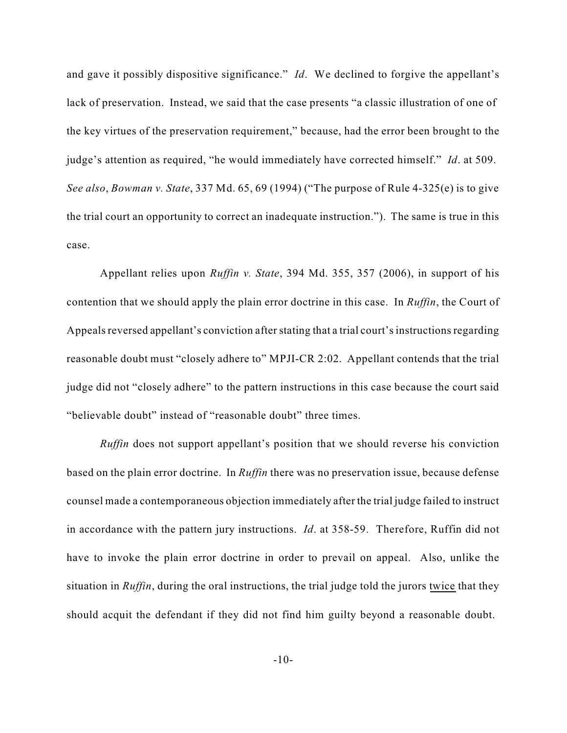and gave it possibly dispositive significance." *Id*. We declined to forgive the appellant's lack of preservation. Instead, we said that the case presents "a classic illustration of one of the key virtues of the preservation requirement," because, had the error been brought to the judge's attention as required, "he would immediately have corrected himself." *Id*. at 509. *See also*, *Bowman v. State*, 337 Md. 65, 69 (1994) ("The purpose of Rule 4-325(e) is to give the trial court an opportunity to correct an inadequate instruction."). The same is true in this case.

Appellant relies upon *Ruffin v. State*, 394 Md. 355, 357 (2006), in support of his contention that we should apply the plain error doctrine in this case. In *Ruffin*, the Court of Appeals reversed appellant's conviction after stating that a trial court's instructions regarding reasonable doubt must "closely adhere to" MPJI-CR 2:02. Appellant contends that the trial judge did not "closely adhere" to the pattern instructions in this case because the court said "believable doubt" instead of "reasonable doubt" three times.

*Ruffin* does not support appellant's position that we should reverse his conviction based on the plain error doctrine. In *Ruffin* there was no preservation issue, because defense counsel made a contemporaneous objection immediately after the trial judge failed to instruct in accordance with the pattern jury instructions. *Id*. at 358-59. Therefore, Ruffin did not have to invoke the plain error doctrine in order to prevail on appeal. Also, unlike the situation in *Ruffin*, during the oral instructions, the trial judge told the jurors <u>twice</u> that they should acquit the defendant if they did not find him guilty beyond a reasonable doubt.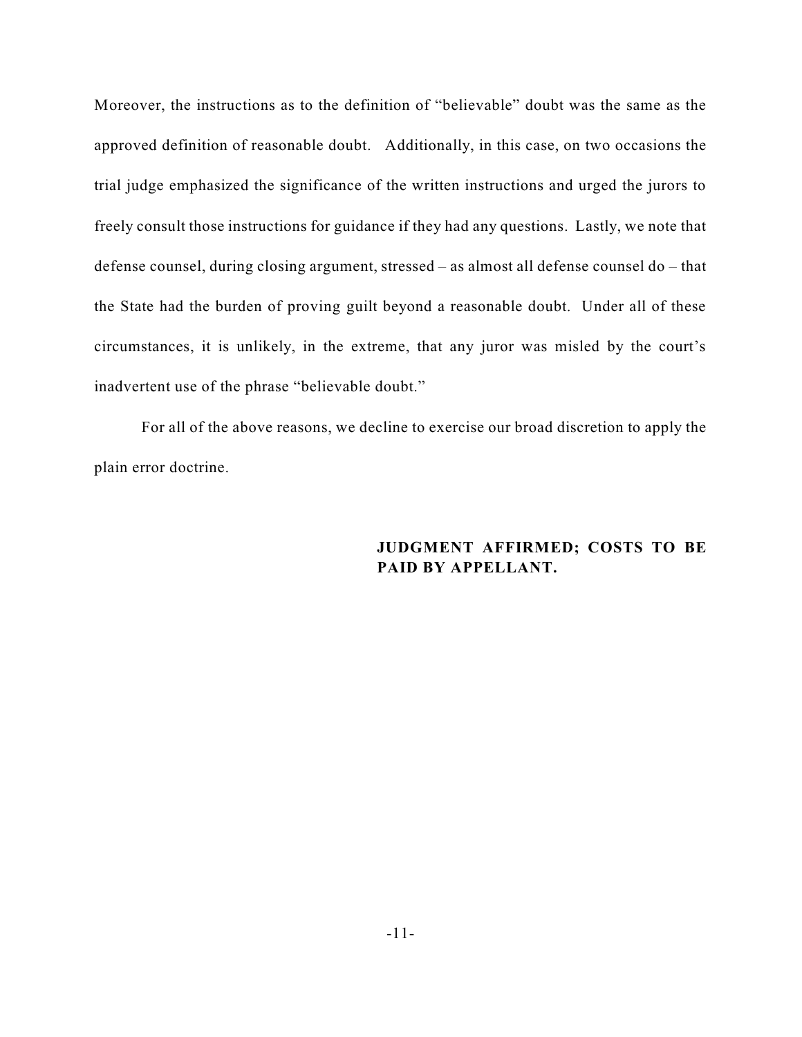Moreover, the instructions as to the definition of "believable" doubt was the same as the approved definition of reasonable doubt. Additionally, in this case, on two occasions the trial judge emphasized the significance of the written instructions and urged the jurors to freely consult those instructions for guidance if they had any questions. Lastly, we note that defense counsel, during closing argument, stressed – as almost all defense counsel do – that the State had the burden of proving guilt beyond a reasonable doubt. Under all of these circumstances, it is unlikely, in the extreme, that any juror was misled by the court's inadvertent use of the phrase "believable doubt."

For all of the above reasons, we decline to exercise our broad discretion to apply the plain error doctrine.

**JUDGMENT AFFIRMED; COSTS TO BE PAID BY APPELLANT.**